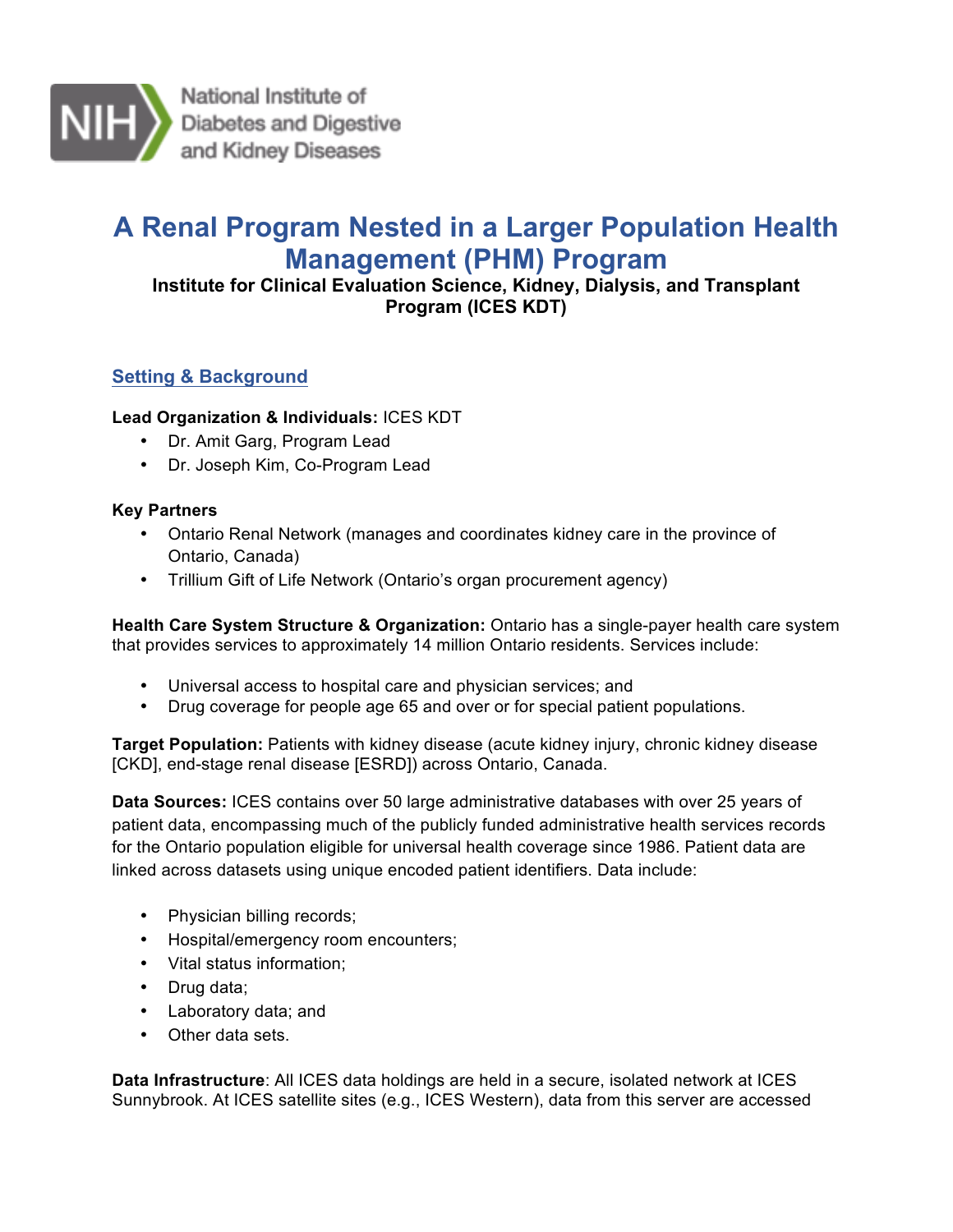National Institute of Diabetes and Digestive and Kidney Diseases

# A Renal Program Nested in a Larger Population Health Management (PHM) Program

**Institute for Clinical Evaluation Science, Kidney, Dialysis, and Transplant Program (ICES KDT)**

## Setting & Background

**Lead Organization & Individuals:** ICES KDT

- Dr. Amit Garg, Program Lead
- Dr. Joseph Kim, Co-Program Lead

**Key Partners**

- Ontario Renal Network (manages and coordinates kidney care in the province of Ontario, Canada)
- Trillium Gift of Life Network (Ontario's organ procurement agency)

**Health Care System Structure & Organization:** Ontario has a single-payer health care system that provides services to approximately 14 million Ontario residents. Services include:

- Universal access to hospital care and physician services; and
- Drug coverage for people age 65 and over or for special patient populations.

**Target Population:** Patients with kidney disease (acute kidney injury, chronic kidney disease [CKD], end-stage renal disease [ESRD]) across Ontario, Canada.

**Data Sources:** ICES contains over 50 large administrative databases with over 25 years of patient data, encompassing much of the publicly funded administrative health services records for the Ontario population eligible for universal health coverage since 1986. Patient data are linked across datasets using unique encoded patient identifiers. Data include:

- Physician billing records;
- Hospital/emergency room encounters;
- Vital status information;
- Drug data;
- Laboratory data; and
- Other data sets.

**Data Infrastructure**: All ICES data holdings are held in a secure, isolated network at ICES Sunnybrook. At ICES satellite sites (e.g., ICES Western), data from this server are accessed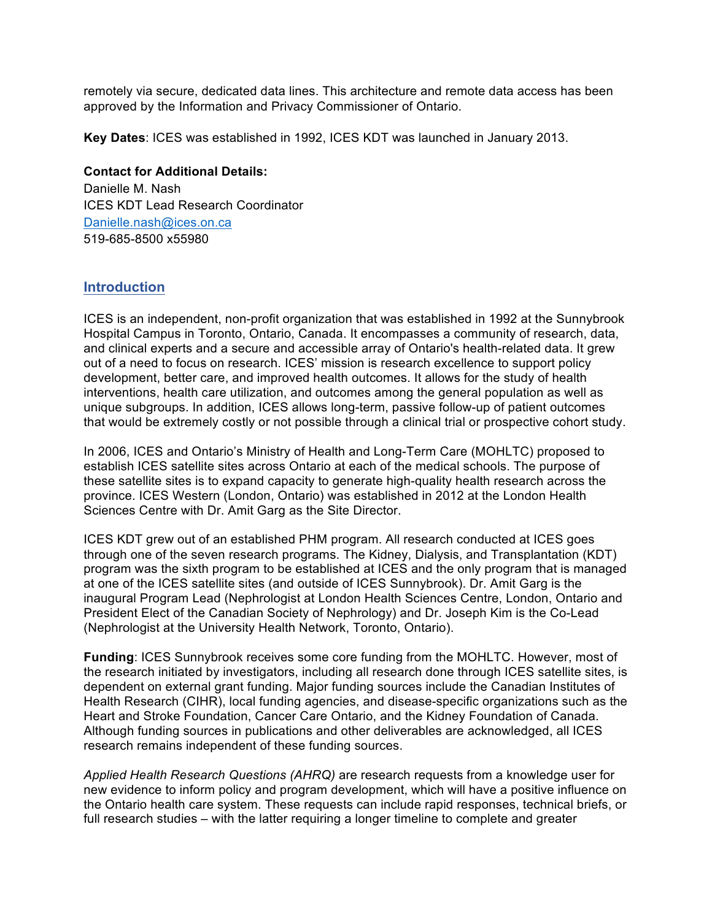remotely via secure, dedicated data lines. This architecture and remote data access has been approved by the Information and Privacy Commissioner of Ontario.

**Key Dates**: ICES was established in 1992, ICES KDT was launched in January 2013.

**Contact for Additional Details:**
Danielle M. Nash
ICES KDT Lead Research Coordinator
Danielle.nash@ices.on.ca
519-685-8500 x55980

## Introduction

ICES is an independent, non-profit organization that was established in 1992 at the Sunnybrook Hospital Campus in Toronto, Ontario, Canada. It encompasses a community of research, data, and clinical experts and a secure and accessible array of Ontario's health-related data. It grew out of a need to focus on research. ICES' mission is research excellence to support policy development, better care, and improved health outcomes. It allows for the study of health interventions, health care utilization, and outcomes among the general population as well as unique subgroups. In addition, ICES allows long-term, passive follow-up of patient outcomes that would be extremely costly or not possible through a clinical trial or prospective cohort study.

In 2006, ICES and Ontario's Ministry of Health and Long-Term Care (MOHLTC) proposed to establish ICES satellite sites across Ontario at each of the medical schools. The purpose of these satellite sites is to expand capacity to generate high-quality health research across the province. ICES Western (London, Ontario) was established in 2012 at the London Health Sciences Centre with Dr. Amit Garg as the Site Director.

ICES KDT grew out of an established PHM program. All research conducted at ICES goes through one of the seven research programs. The Kidney, Dialysis, and Transplantation (KDT) program was the sixth program to be established at ICES and the only program that is managed at one of the ICES satellite sites (and outside of ICES Sunnybrook). Dr. Amit Garg is the inaugural Program Lead (Nephrologist at London Health Sciences Centre, London, Ontario and President Elect of the Canadian Society of Nephrology) and Dr. Joseph Kim is the Co-Lead (Nephrologist at the University Health Network, Toronto, Ontario).

**Funding**: ICES Sunnybrook receives some core funding from the MOHLTC. However, most of the research initiated by investigators, including all research done through ICES satellite sites, is dependent on external grant funding. Major funding sources include the Canadian Institutes of Health Research (CIHR), local funding agencies, and disease-specific organizations such as the Heart and Stroke Foundation, Cancer Care Ontario, and the Kidney Foundation of Canada. Although funding sources in publications and other deliverables are acknowledged, all ICES research remains independent of these funding sources.

*Applied Health Research Questions (AHRQ)* are research requests from a knowledge user for new evidence to inform policy and program development, which will have a positive influence on the Ontario health care system. These requests can include rapid responses, technical briefs, or full research studies – with the latter requiring a longer timeline to complete and greater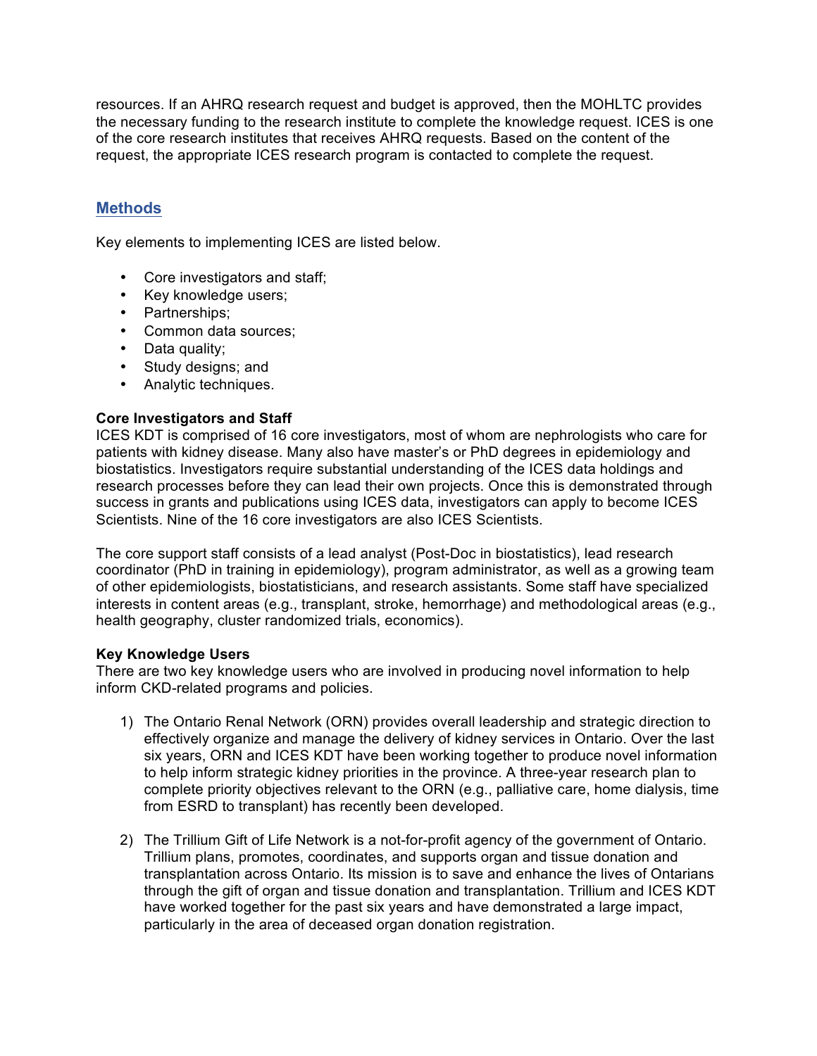resources. If an AHRQ research request and budget is approved, then the MOHLTC provides the necessary funding to the research institute to complete the knowledge request. ICES is one of the core research institutes that receives AHRQ requests. Based on the content of the request, the appropriate ICES research program is contacted to complete the request.

## Methods

Key elements to implementing ICES are listed below.

- Core investigators and staff;
- Key knowledge users;
- Partnerships;
- Common data sources;
- Data quality;
- Study designs; and
- Analytic techniques.

**Core Investigators and Staff**

ICES KDT is comprised of 16 core investigators, most of whom are nephrologists who care for patients with kidney disease. Many also have master's or PhD degrees in epidemiology and biostatistics. Investigators require substantial understanding of the ICES data holdings and research processes before they can lead their own projects. Once this is demonstrated through success in grants and publications using ICES data, investigators can apply to become ICES Scientists. Nine of the 16 core investigators are also ICES Scientists.

The core support staff consists of a lead analyst (Post-Doc in biostatistics), lead research coordinator (PhD in training in epidemiology), program administrator, as well as a growing team of other epidemiologists, biostatisticians, and research assistants. Some staff have specialized interests in content areas (e.g., transplant, stroke, hemorrhage) and methodological areas (e.g., health geography, cluster randomized trials, economics).

**Key Knowledge Users**

There are two key knowledge users who are involved in producing novel information to help inform CKD-related programs and policies.

1) The Ontario Renal Network (ORN) provides overall leadership and strategic direction to effectively organize and manage the delivery of kidney services in Ontario. Over the last six years, ORN and ICES KDT have been working together to produce novel information to help inform strategic kidney priorities in the province. A three-year research plan to complete priority objectives relevant to the ORN (e.g., palliative care, home dialysis, time from ESRD to transplant) has recently been developed.

2) The Trillium Gift of Life Network is a not-for-profit agency of the government of Ontario. Trillium plans, promotes, coordinates, and supports organ and tissue donation and transplantation across Ontario. Its mission is to save and enhance the lives of Ontarians through the gift of organ and tissue donation and transplantation. Trillium and ICES KDT have worked together for the past six years and have demonstrated a large impact, particularly in the area of deceased organ donation registration.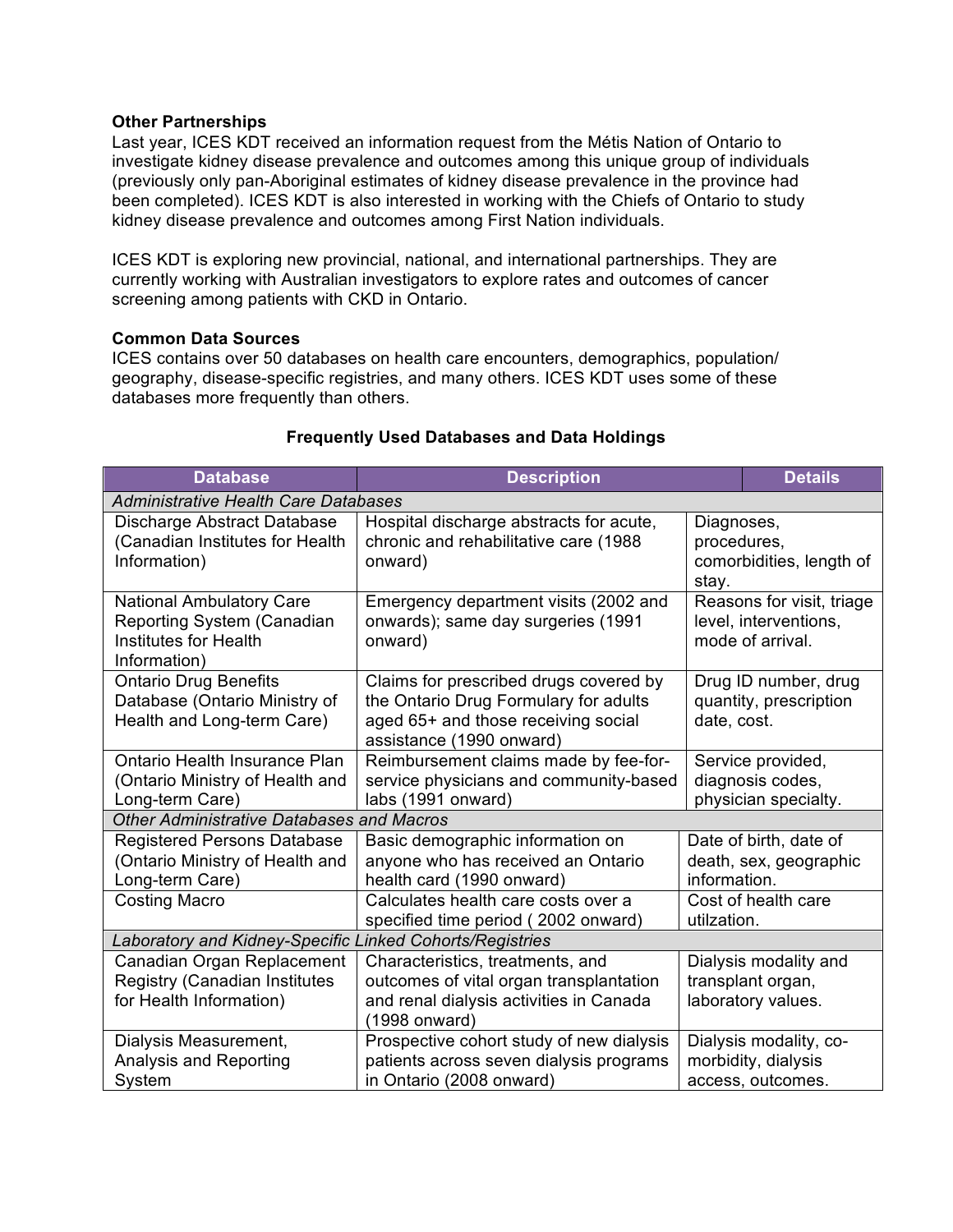### Other Partnerships

Last year, ICES KDT received an information request from the Métis Nation of Ontario to investigate kidney disease prevalence and outcomes among this unique group of individuals (previously only pan-Aboriginal estimates of kidney disease prevalence in the province had been completed). ICES KDT is also interested in working with the Chiefs of Ontario to study kidney disease prevalence and outcomes among First Nation individuals.

ICES KDT is exploring new provincial, national, and international partnerships. They are currently working with Australian investigators to explore rates and outcomes of cancer screening among patients with CKD in Ontario.

### Common Data Sources

ICES contains over 50 databases on health care encounters, demographics, population/ geography, disease-specific registries, and many others. ICES KDT uses some of these databases more frequently than others.

**Frequently Used Databases and Data Holdings**

| Database | Description | Details |
|---|---|---|
| *Administrative Health Care Databases* | | |
| Discharge Abstract Database (Canadian Institutes for Health Information) | Hospital discharge abstracts for acute, chronic and rehabilitative care (1988 onward) | Diagnoses, procedures, comorbidities, length of stay. |
| National Ambulatory Care Reporting System (Canadian Institutes for Health Information) | Emergency department visits (2002 and onwards); same day surgeries (1991 onward) | Reasons for visit, triage level, interventions, mode of arrival. |
| Ontario Drug Benefits Database (Ontario Ministry of Health and Long-term Care) | Claims for prescribed drugs covered by the Ontario Drug Formulary for adults aged 65+ and those receiving social assistance (1990 onward) | Drug ID number, drug quantity, prescription date, cost. |
| Ontario Health Insurance Plan (Ontario Ministry of Health and Long-term Care) | Reimbursement claims made by fee-for-service physicians and community-based labs (1991 onward) | Service provided, diagnosis codes, physician specialty. |
| *Other Administrative Databases and Macros* | | |
| Registered Persons Database (Ontario Ministry of Health and Long-term Care) | Basic demographic information on anyone who has received an Ontario health card (1990 onward) | Date of birth, date of death, sex, geographic information. |
| Costing Macro | Calculates health care costs over a specified time period ( 2002 onward) | Cost of health care utilzation. |
| *Laboratory and Kidney-Specific Linked Cohorts/Registries* | | |
| Canadian Organ Replacement Registry (Canadian Institutes for Health Information) | Characteristics, treatments, and outcomes of vital organ transplantation and renal dialysis activities in Canada (1998 onward) | Dialysis modality and transplant organ, laboratory values. |
| Dialysis Measurement, Analysis and Reporting System | Prospective cohort study of new dialysis patients across seven dialysis programs in Ontario (2008 onward) | Dialysis modality, co-morbidity, dialysis access, outcomes. |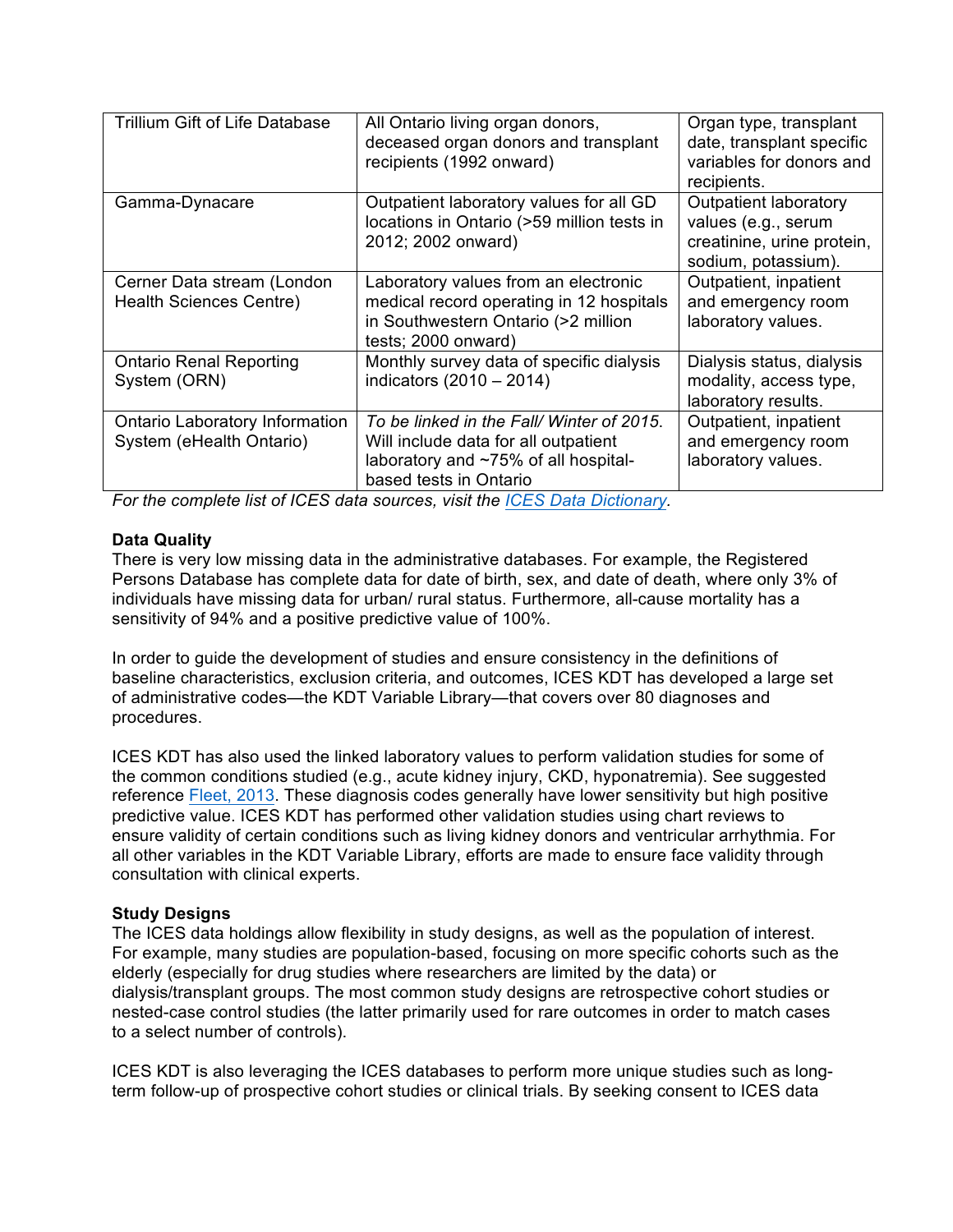| | | |
|---|---|---|
| Trillium Gift of Life Database | All Ontario living organ donors, deceased organ donors and transplant recipients (1992 onward) | Organ type, transplant date, transplant specific variables for donors and recipients. |
| Gamma-Dynacare | Outpatient laboratory values for all GD locations in Ontario (>59 million tests in 2012; 2002 onward) | Outpatient laboratory values (e.g., serum creatinine, urine protein, sodium, potassium). |
| Cerner Data stream (London Health Sciences Centre) | Laboratory values from an electronic medical record operating in 12 hospitals in Southwestern Ontario (>2 million tests; 2000 onward) | Outpatient, inpatient and emergency room laboratory values. |
| Ontario Renal Reporting System (ORN) | Monthly survey data of specific dialysis indicators (2010 – 2014) | Dialysis status, dialysis modality, access type, laboratory results. |
| Ontario Laboratory Information System (eHealth Ontario) | *To be linked in the Fall/ Winter of 2015.* Will include data for all outpatient laboratory and ~75% of all hospital-based tests in Ontario | Outpatient, inpatient and emergency room laboratory values. |

*For the complete list of ICES data sources, visit the ICES Data Dictionary.*

**Data Quality**

There is very low missing data in the administrative databases. For example, the Registered Persons Database has complete data for date of birth, sex, and date of death, where only 3% of individuals have missing data for urban/ rural status. Furthermore, all-cause mortality has a sensitivity of 94% and a positive predictive value of 100%.

In order to guide the development of studies and ensure consistency in the definitions of baseline characteristics, exclusion criteria, and outcomes, ICES KDT has developed a large set of administrative codes—the KDT Variable Library—that covers over 80 diagnoses and procedures.

ICES KDT has also used the linked laboratory values to perform validation studies for some of the common conditions studied (e.g., acute kidney injury, CKD, hyponatremia). See suggested reference Fleet, 2013. These diagnosis codes generally have lower sensitivity but high positive predictive value. ICES KDT has performed other validation studies using chart reviews to ensure validity of certain conditions such as living kidney donors and ventricular arrhythmia. For all other variables in the KDT Variable Library, efforts are made to ensure face validity through consultation with clinical experts.

**Study Designs**

The ICES data holdings allow flexibility in study designs, as well as the population of interest. For example, many studies are population-based, focusing on more specific cohorts such as the elderly (especially for drug studies where researchers are limited by the data) or dialysis/transplant groups. The most common study designs are retrospective cohort studies or nested-case control studies (the latter primarily used for rare outcomes in order to match cases to a select number of controls).

ICES KDT is also leveraging the ICES databases to perform more unique studies such as long-term follow-up of prospective cohort studies or clinical trials. By seeking consent to ICES data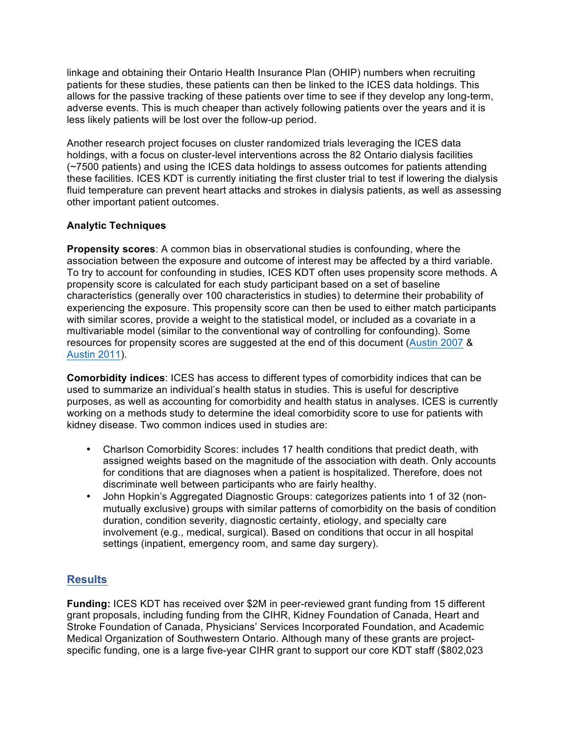linkage and obtaining their Ontario Health Insurance Plan (OHIP) numbers when recruiting patients for these studies, these patients can then be linked to the ICES data holdings. This allows for the passive tracking of these patients over time to see if they develop any long-term, adverse events. This is much cheaper than actively following patients over the years and it is less likely patients will be lost over the follow-up period.

Another research project focuses on cluster randomized trials leveraging the ICES data holdings, with a focus on cluster-level interventions across the 82 Ontario dialysis facilities (~7500 patients) and using the ICES data holdings to assess outcomes for patients attending these facilities. ICES KDT is currently initiating the first cluster trial to test if lowering the dialysis fluid temperature can prevent heart attacks and strokes in dialysis patients, as well as assessing other important patient outcomes.

**Analytic Techniques**

**Propensity scores**: A common bias in observational studies is confounding, where the association between the exposure and outcome of interest may be affected by a third variable. To try to account for confounding in studies, ICES KDT often uses propensity score methods. A propensity score is calculated for each study participant based on a set of baseline characteristics (generally over 100 characteristics in studies) to determine their probability of experiencing the exposure. This propensity score can then be used to either match participants with similar scores, provide a weight to the statistical model, or included as a covariate in a multivariable model (similar to the conventional way of controlling for confounding). Some resources for propensity scores are suggested at the end of this document (Austin 2007 & Austin 2011).

**Comorbidity indices**: ICES has access to different types of comorbidity indices that can be used to summarize an individual's health status in studies. This is useful for descriptive purposes, as well as accounting for comorbidity and health status in analyses. ICES is currently working on a methods study to determine the ideal comorbidity score to use for patients with kidney disease. Two common indices used in studies are:

- Charlson Comorbidity Scores: includes 17 health conditions that predict death, with assigned weights based on the magnitude of the association with death. Only accounts for conditions that are diagnoses when a patient is hospitalized. Therefore, does not discriminate well between participants who are fairly healthy.
- John Hopkin's Aggregated Diagnostic Groups: categorizes patients into 1 of 32 (non-mutually exclusive) groups with similar patterns of comorbidity on the basis of condition duration, condition severity, diagnostic certainty, etiology, and specialty care involvement (e.g., medical, surgical). Based on conditions that occur in all hospital settings (inpatient, emergency room, and same day surgery).

## Results

**Funding:** ICES KDT has received over $2M in peer-reviewed grant funding from 15 different grant proposals, including funding from the CIHR, Kidney Foundation of Canada, Heart and Stroke Foundation of Canada, Physicians' Services Incorporated Foundation, and Academic Medical Organization of Southwestern Ontario. Although many of these grants are project-specific funding, one is a large five-year CIHR grant to support our core KDT staff ($802,023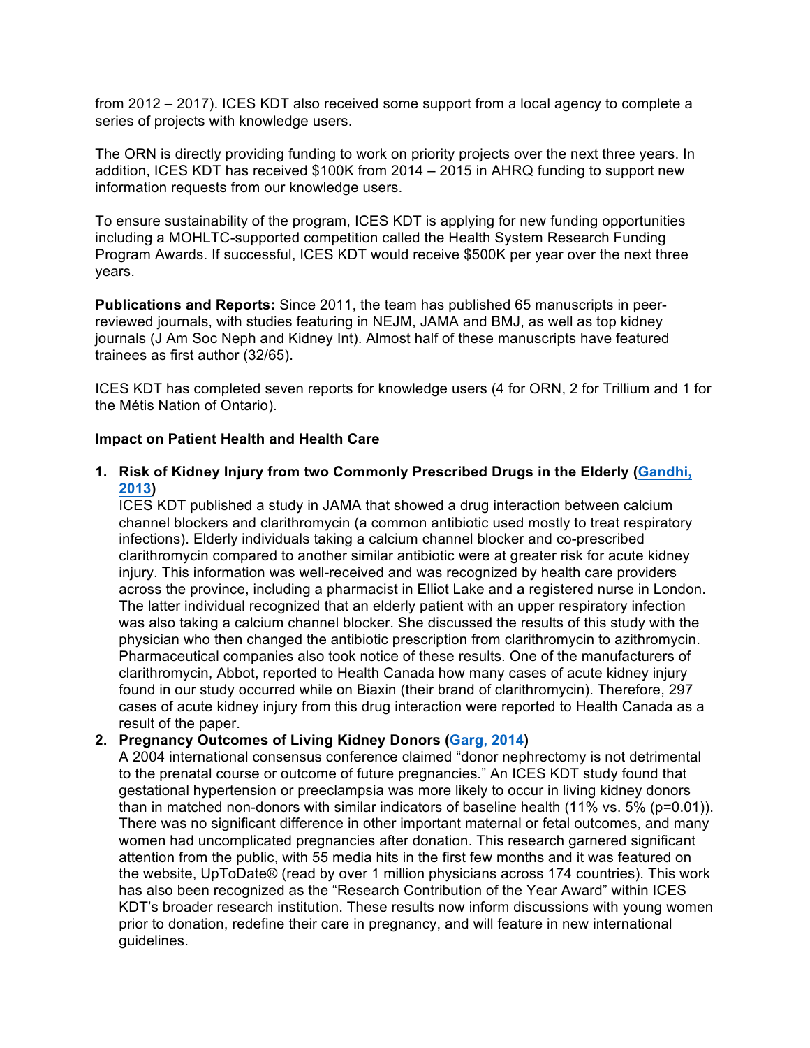from 2012 – 2017). ICES KDT also received some support from a local agency to complete a series of projects with knowledge users.

The ORN is directly providing funding to work on priority projects over the next three years. In addition, ICES KDT has received $100K from 2014 – 2015 in AHRQ funding to support new information requests from our knowledge users.

To ensure sustainability of the program, ICES KDT is applying for new funding opportunities including a MOHLTC-supported competition called the Health System Research Funding Program Awards. If successful, ICES KDT would receive $500K per year over the next three years.

**Publications and Reports:** Since 2011, the team has published 65 manuscripts in peer-reviewed journals, with studies featuring in NEJM, JAMA and BMJ, as well as top kidney journals (J Am Soc Neph and Kidney Int). Almost half of these manuscripts have featured trainees as first author (32/65).

ICES KDT has completed seven reports for knowledge users (4 for ORN, 2 for Trillium and 1 for the Métis Nation of Ontario).

**Impact on Patient Health and Health Care**

1. **Risk of Kidney Injury from two Commonly Prescribed Drugs in the Elderly (Gandhi, 2013)**
   ICES KDT published a study in JAMA that showed a drug interaction between calcium channel blockers and clarithromycin (a common antibiotic used mostly to treat respiratory infections). Elderly individuals taking a calcium channel blocker and co-prescribed clarithromycin compared to another similar antibiotic were at greater risk for acute kidney injury. This information was well-received and was recognized by health care providers across the province, including a pharmacist in Elliot Lake and a registered nurse in London. The latter individual recognized that an elderly patient with an upper respiratory infection was also taking a calcium channel blocker. She discussed the results of this study with the physician who then changed the antibiotic prescription from clarithromycin to azithromycin. Pharmaceutical companies also took notice of these results. One of the manufacturers of clarithromycin, Abbot, reported to Health Canada how many cases of acute kidney injury found in our study occurred while on Biaxin (their brand of clarithromycin). Therefore, 297 cases of acute kidney injury from this drug interaction were reported to Health Canada as a result of the paper.
2. **Pregnancy Outcomes of Living Kidney Donors (Garg, 2014)**
   A 2004 international consensus conference claimed "donor nephrectomy is not detrimental to the prenatal course or outcome of future pregnancies." An ICES KDT study found that gestational hypertension or preeclampsia was more likely to occur in living kidney donors than in matched non-donors with similar indicators of baseline health (11% vs. 5% ($p=0.01$)). There was no significant difference in other important maternal or fetal outcomes, and many women had uncomplicated pregnancies after donation. This research garnered significant attention from the public, with 55 media hits in the first few months and it was featured on the website, UpToDate® (read by over 1 million physicians across 174 countries). This work has also been recognized as the "Research Contribution of the Year Award" within ICES KDT's broader research institution. These results now inform discussions with young women prior to donation, redefine their care in pregnancy, and will feature in new international guidelines.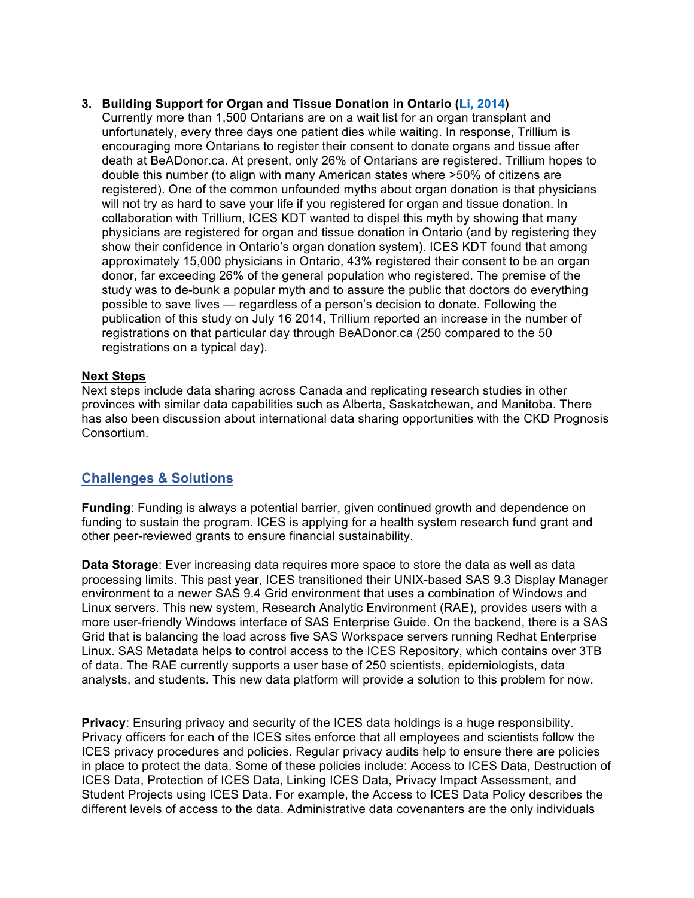3. **Building Support for Organ and Tissue Donation in Ontario ([Li, 2014](#))**
   Currently more than 1,500 Ontarians are on a wait list for an organ transplant and unfortunately, every three days one patient dies while waiting. In response, Trillium is encouraging more Ontarians to register their consent to donate organs and tissue after death at BeADonor.ca. At present, only 26% of Ontarians are registered. Trillium hopes to double this number (to align with many American states where >50% of citizens are registered). One of the common unfounded myths about organ donation is that physicians will not try as hard to save your life if you registered for organ and tissue donation. In collaboration with Trillium, ICES KDT wanted to dispel this myth by showing that many physicians are registered for organ and tissue donation in Ontario (and by registering they show their confidence in Ontario's organ donation system). ICES KDT found that among approximately 15,000 physicians in Ontario, 43% registered their consent to be an organ donor, far exceeding 26% of the general population who registered. The premise of the study was to de-bunk a popular myth and to assure the public that doctors do everything possible to save lives — regardless of a person's decision to donate. Following the publication of this study on July 16 2014, Trillium reported an increase in the number of registrations on that particular day through BeADonor.ca (250 compared to the 50 registrations on a typical day).

**Next Steps**
Next steps include data sharing across Canada and replicating research studies in other provinces with similar data capabilities such as Alberta, Saskatchewan, and Manitoba. There has also been discussion about international data sharing opportunities with the CKD Prognosis Consortium.

## Challenges & Solutions

**Funding**: Funding is always a potential barrier, given continued growth and dependence on funding to sustain the program. ICES is applying for a health system research fund grant and other peer-reviewed grants to ensure financial sustainability.

**Data Storage**: Ever increasing data requires more space to store the data as well as data processing limits. This past year, ICES transitioned their UNIX-based SAS 9.3 Display Manager environment to a newer SAS 9.4 Grid environment that uses a combination of Windows and Linux servers. This new system, Research Analytic Environment (RAE), provides users with a more user-friendly Windows interface of SAS Enterprise Guide. On the backend, there is a SAS Grid that is balancing the load across five SAS Workspace servers running Redhat Enterprise Linux. SAS Metadata helps to control access to the ICES Repository, which contains over 3TB of data. The RAE currently supports a user base of 250 scientists, epidemiologists, data analysts, and students. This new data platform will provide a solution to this problem for now.

**Privacy**: Ensuring privacy and security of the ICES data holdings is a huge responsibility. Privacy officers for each of the ICES sites enforce that all employees and scientists follow the ICES privacy procedures and policies. Regular privacy audits help to ensure there are policies in place to protect the data. Some of these policies include: Access to ICES Data, Destruction of ICES Data, Protection of ICES Data, Linking ICES Data, Privacy Impact Assessment, and Student Projects using ICES Data. For example, the Access to ICES Data Policy describes the different levels of access to the data. Administrative data covenanters are the only individuals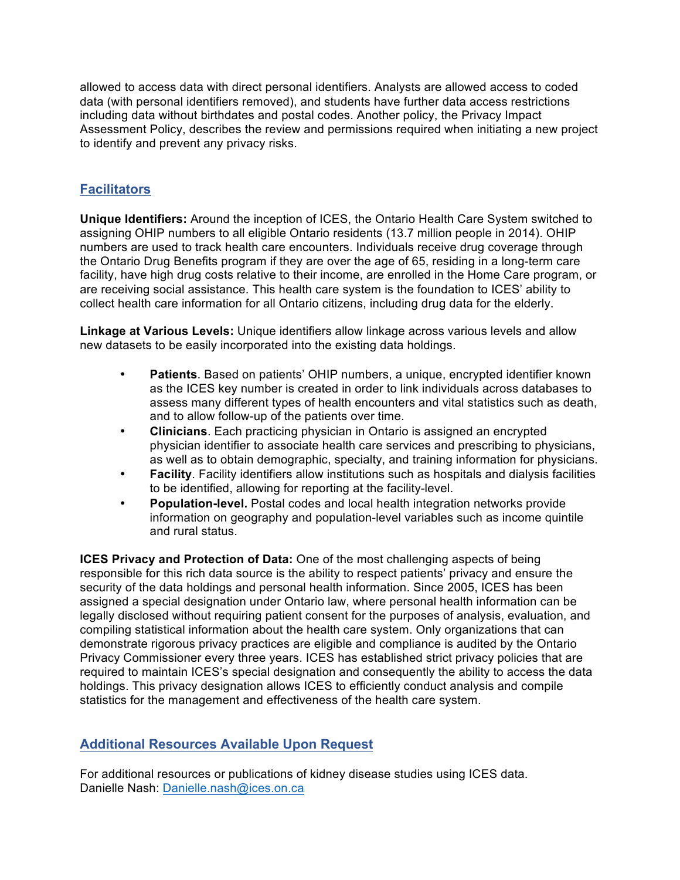allowed to access data with direct personal identifiers. Analysts are allowed access to coded data (with personal identifiers removed), and students have further data access restrictions including data without birthdates and postal codes. Another policy, the Privacy Impact Assessment Policy, describes the review and permissions required when initiating a new project to identify and prevent any privacy risks.

## Facilitators

**Unique Identifiers:** Around the inception of ICES, the Ontario Health Care System switched to assigning OHIP numbers to all eligible Ontario residents (13.7 million people in 2014). OHIP numbers are used to track health care encounters. Individuals receive drug coverage through the Ontario Drug Benefits program if they are over the age of 65, residing in a long-term care facility, have high drug costs relative to their income, are enrolled in the Home Care program, or are receiving social assistance. This health care system is the foundation to ICES' ability to collect health care information for all Ontario citizens, including drug data for the elderly.

**Linkage at Various Levels:** Unique identifiers allow linkage across various levels and allow new datasets to be easily incorporated into the existing data holdings.

- **Patients**. Based on patients' OHIP numbers, a unique, encrypted identifier known as the ICES key number is created in order to link individuals across databases to assess many different types of health encounters and vital statistics such as death, and to allow follow-up of the patients over time.
- **Clinicians**. Each practicing physician in Ontario is assigned an encrypted physician identifier to associate health care services and prescribing to physicians, as well as to obtain demographic, specialty, and training information for physicians.
- **Facility**. Facility identifiers allow institutions such as hospitals and dialysis facilities to be identified, allowing for reporting at the facility-level.
- **Population-level.** Postal codes and local health integration networks provide information on geography and population-level variables such as income quintile and rural status.

**ICES Privacy and Protection of Data:** One of the most challenging aspects of being responsible for this rich data source is the ability to respect patients' privacy and ensure the security of the data holdings and personal health information. Since 2005, ICES has been assigned a special designation under Ontario law, where personal health information can be legally disclosed without requiring patient consent for the purposes of analysis, evaluation, and compiling statistical information about the health care system. Only organizations that can demonstrate rigorous privacy practices are eligible and compliance is audited by the Ontario Privacy Commissioner every three years. ICES has established strict privacy policies that are required to maintain ICES's special designation and consequently the ability to access the data holdings. This privacy designation allows ICES to efficiently conduct analysis and compile statistics for the management and effectiveness of the health care system.

## Additional Resources Available Upon Request

For additional resources or publications of kidney disease studies using ICES data.
Danielle Nash: Danielle.nash@ices.on.ca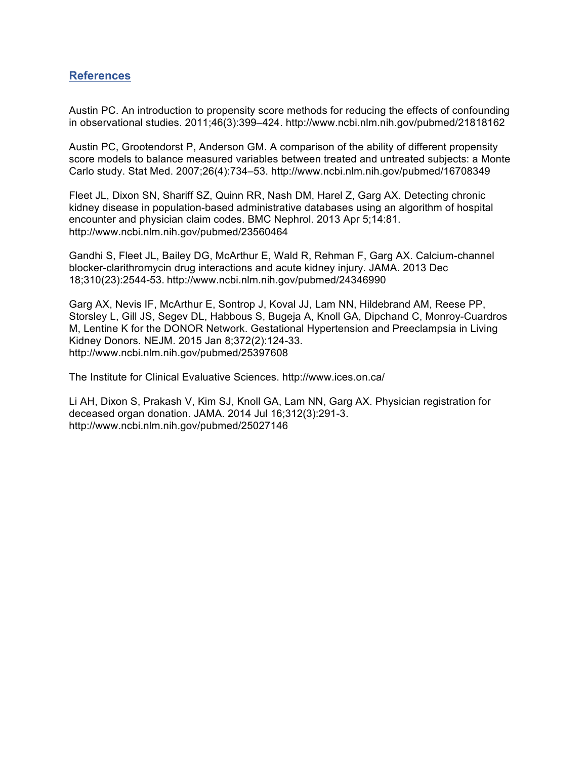## References

Austin PC. An introduction to propensity score methods for reducing the effects of confounding in observational studies. 2011;46(3):399–424. http://www.ncbi.nlm.nih.gov/pubmed/21818162

Austin PC, Grootendorst P, Anderson GM. A comparison of the ability of different propensity score models to balance measured variables between treated and untreated subjects: a Monte Carlo study. Stat Med. 2007;26(4):734–53. http://www.ncbi.nlm.nih.gov/pubmed/16708349

Fleet JL, Dixon SN, Shariff SZ, Quinn RR, Nash DM, Harel Z, Garg AX. Detecting chronic kidney disease in population-based administrative databases using an algorithm of hospital encounter and physician claim codes. BMC Nephrol. 2013 Apr 5;14:81. http://www.ncbi.nlm.nih.gov/pubmed/23560464

Gandhi S, Fleet JL, Bailey DG, McArthur E, Wald R, Rehman F, Garg AX. Calcium-channel blocker-clarithromycin drug interactions and acute kidney injury. JAMA. 2013 Dec 18;310(23):2544-53. http://www.ncbi.nlm.nih.gov/pubmed/24346990

Garg AX, Nevis IF, McArthur E, Sontrop J, Koval JJ, Lam NN, Hildebrand AM, Reese PP, Storsley L, Gill JS, Segev DL, Habbous S, Bugeja A, Knoll GA, Dipchand C, Monroy-Cuardros M, Lentine K for the DONOR Network. Gestational Hypertension and Preeclampsia in Living Kidney Donors. NEJM. 2015 Jan 8;372(2):124-33. http://www.ncbi.nlm.nih.gov/pubmed/25397608

The Institute for Clinical Evaluative Sciences. http://www.ices.on.ca/

Li AH, Dixon S, Prakash V, Kim SJ, Knoll GA, Lam NN, Garg AX. Physician registration for deceased organ donation. JAMA. 2014 Jul 16;312(3):291-3. http://www.ncbi.nlm.nih.gov/pubmed/25027146